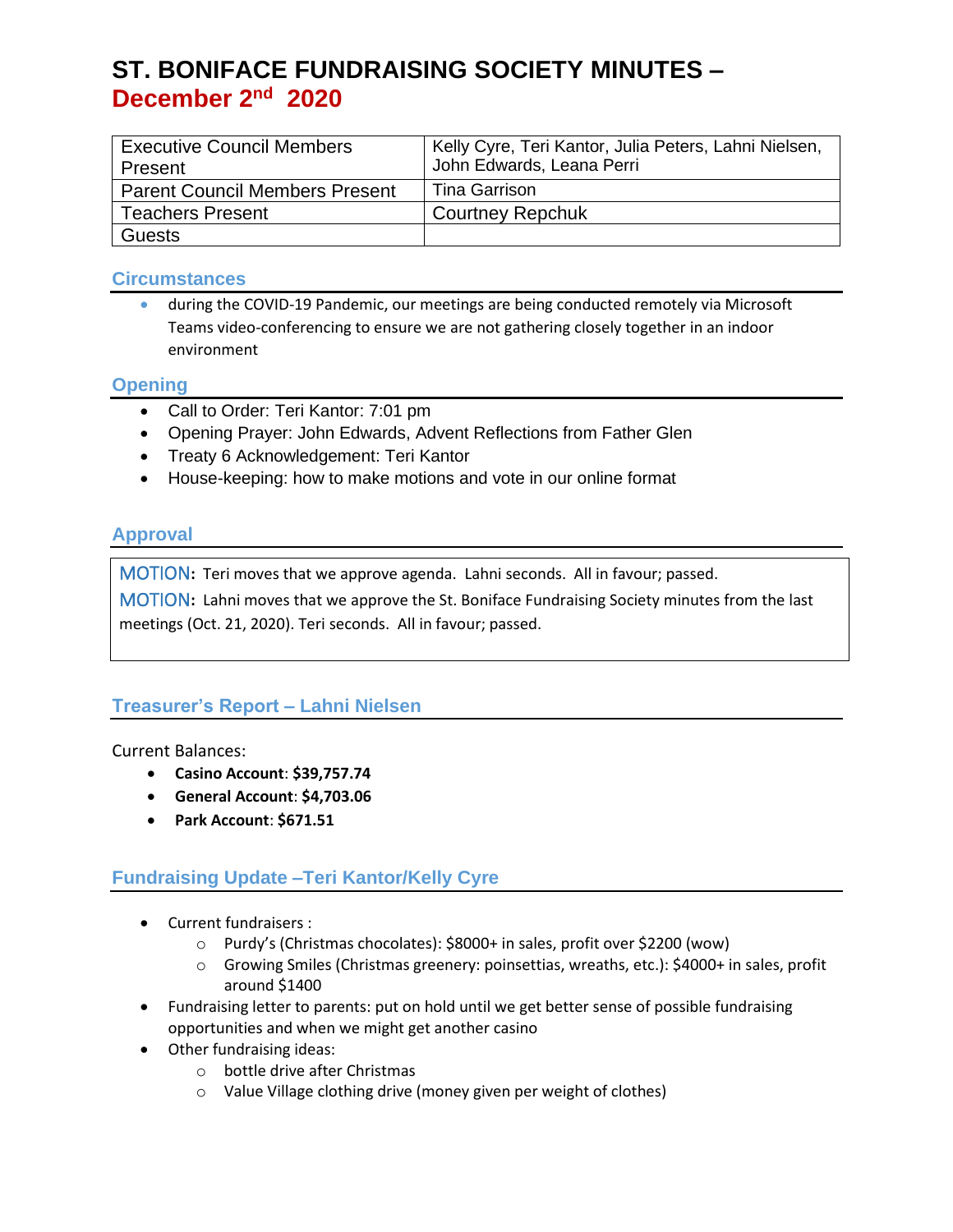# ST. BONIFACE FUNDRAISING SOCIETY MINUTES – December 2nd 2020

| Executive Council Members Present | Kelly Cyre, Teri Kantor, Julia Peters, Lahni Nielsen, John Edwards, Leana Perri |
|---|---|
| Parent Council Members Present | Tina Garrison |
| Teachers Present | Courtney Repchuk |
| Guests | |

## Circumstances

- during the COVID-19 Pandemic, our meetings are being conducted remotely via Microsoft Teams video-conferencing to ensure we are not gathering closely together in an indoor environment

## Opening

- Call to Order: Teri Kantor: 7:01 pm
- Opening Prayer: John Edwards, Advent Reflections from Father Glen
- Treaty 6 Acknowledgement: Teri Kantor
- House-keeping: how to make motions and vote in our online format

## Approval

**MOTION:** Teri moves that we approve agenda. Lahni seconds. All in favour; passed.

**MOTION:** Lahni moves that we approve the St. Boniface Fundraising Society minutes from the last meetings (Oct. 21, 2020). Teri seconds. All in favour; passed.

## Treasurer's Report – Lahni Nielsen

Current Balances:

- **Casino Account**: **$39,757.74**
- **General Account**: **$4,703.06**
- **Park Account**: **$671.51**

## Fundraising Update –Teri Kantor/Kelly Cyre

- Current fundraisers :
  - Purdy's (Christmas chocolates): $8000+ in sales, profit over $2200 (wow)
  - Growing Smiles (Christmas greenery: poinsettias, wreaths, etc.): $4000+ in sales, profit around $1400
- Fundraising letter to parents: put on hold until we get better sense of possible fundraising opportunities and when we might get another casino
- Other fundraising ideas:
  - bottle drive after Christmas
  - Value Village clothing drive (money given per weight of clothes)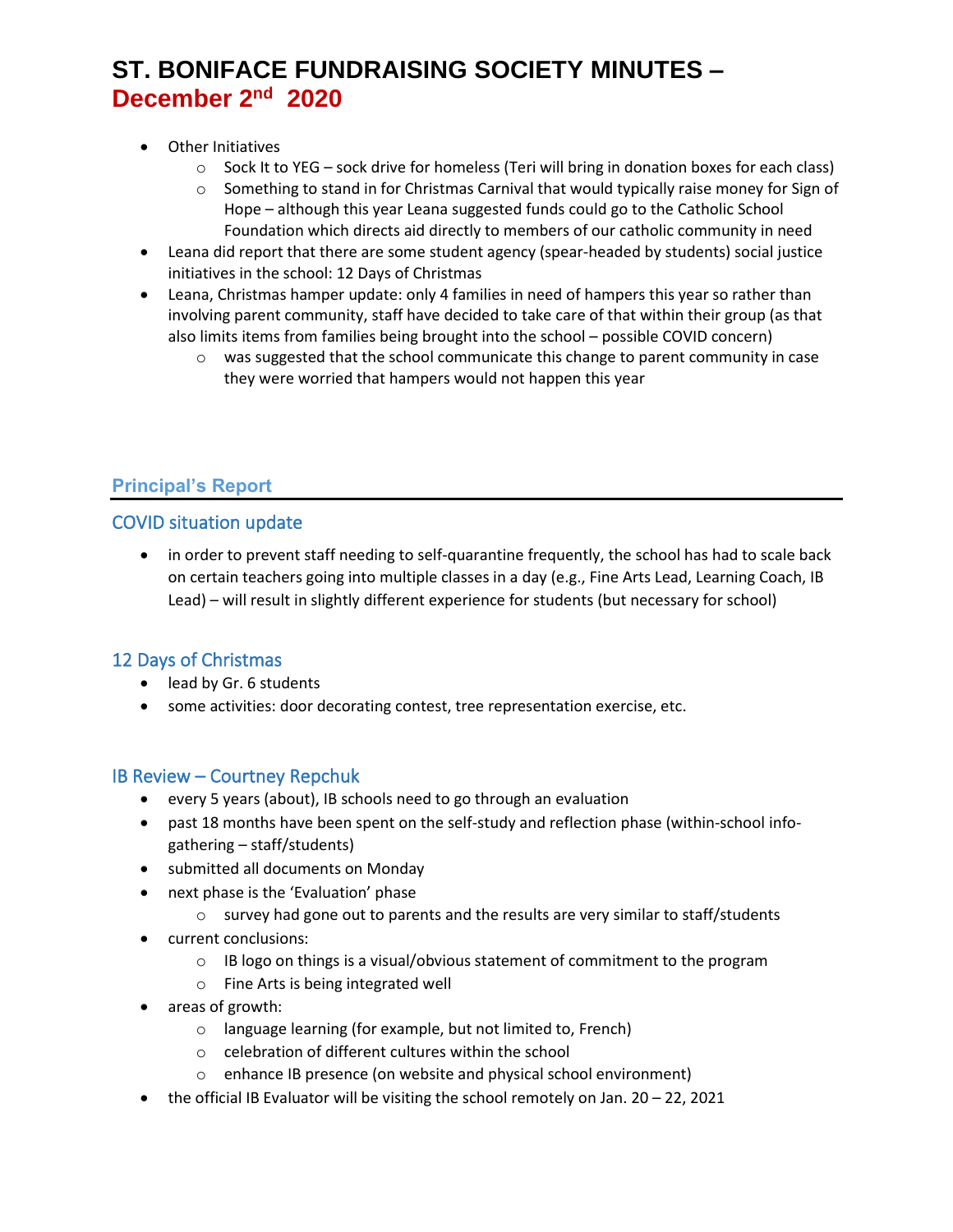- Other Initiatives
    - Sock It to YEG – sock drive for homeless (Teri will bring in donation boxes for each class)
    - Something to stand in for Christmas Carnival that would typically raise money for Sign of Hope – although this year Leana suggested funds could go to the Catholic School Foundation which directs aid directly to members of our catholic community in need
- Leana did report that there are some student agency (spear-headed by students) social justice initiatives in the school: 12 Days of Christmas
- Leana, Christmas hamper update: only 4 families in need of hampers this year so rather than involving parent community, staff have decided to take care of that within their group (as that also limits items from families being brought into the school – possible COVID concern)
    - was suggested that the school communicate this change to parent community in case they were worried that hampers would not happen this year

## Principal's Report

### COVID situation update

- in order to prevent staff needing to self-quarantine frequently, the school has had to scale back on certain teachers going into multiple classes in a day (e.g., Fine Arts Lead, Learning Coach, IB Lead) – will result in slightly different experience for students (but necessary for school)

### 12 Days of Christmas

- lead by Gr. 6 students
- some activities: door decorating contest, tree representation exercise, etc.

### IB Review – Courtney Repchuk

- every 5 years (about), IB schools need to go through an evaluation
- past 18 months have been spent on the self-study and reflection phase (within-school info-gathering – staff/students)
- submitted all documents on Monday
- next phase is the 'Evaluation' phase
    - survey had gone out to parents and the results are very similar to staff/students
- current conclusions:
    - IB logo on things is a visual/obvious statement of commitment to the program
    - Fine Arts is being integrated well
- areas of growth:
    - language learning (for example, but not limited to, French)
    - celebration of different cultures within the school
    - enhance IB presence (on website and physical school environment)
- the official IB Evaluator will be visiting the school remotely on Jan. 20 – 22, 2021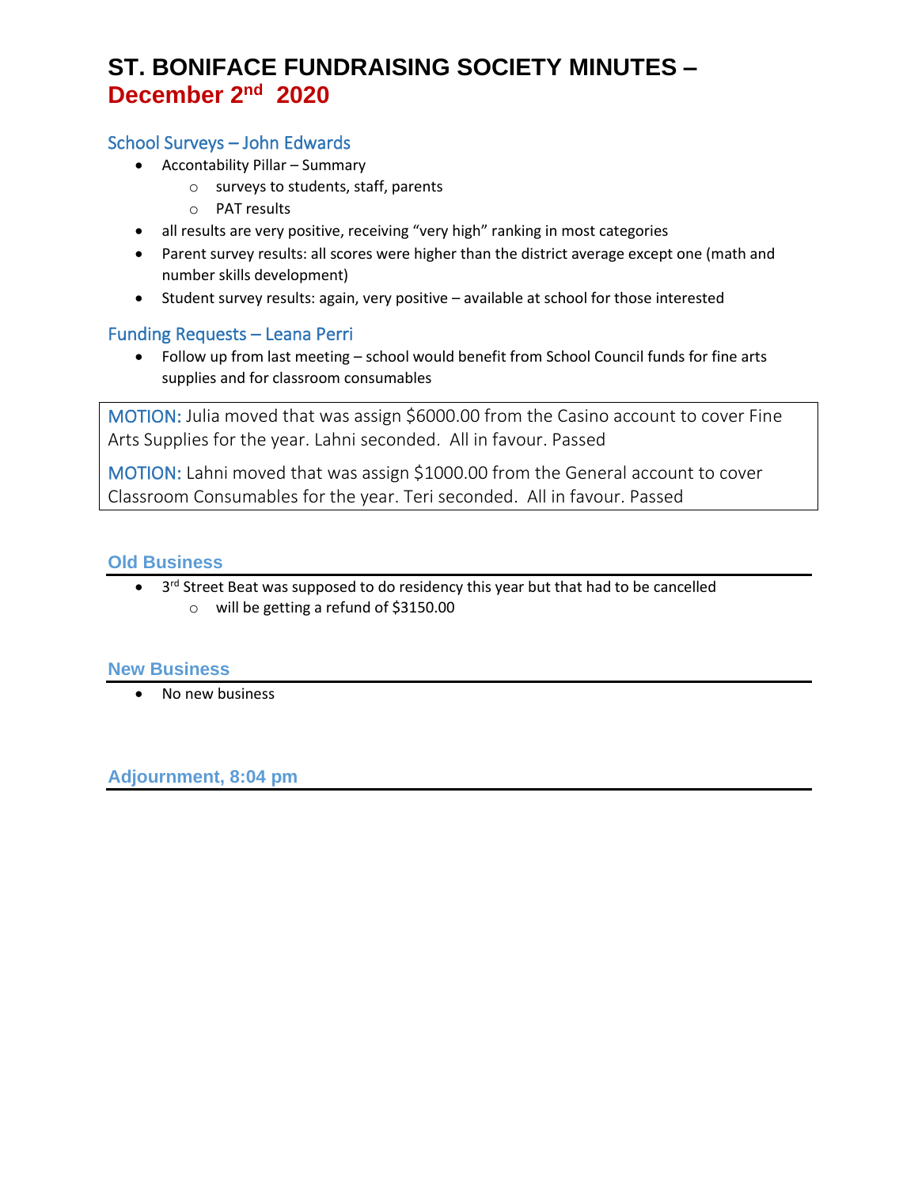# ST. BONIFACE FUNDRAISING SOCIETY MINUTES – December 2nd 2020

## School Surveys – John Edwards

- Accontability Pillar – Summary
  - surveys to students, staff, parents
  - PAT results
- all results are very positive, receiving “very high” ranking in most categories
- Parent survey results: all scores were higher than the district average except one (math and number skills development)
- Student survey results: again, very positive – available at school for those interested

## Funding Requests – Leana Perri

- Follow up from last meeting – school would benefit from School Council funds for fine arts supplies and for classroom consumables

MOTION: Julia moved that was assign $6000.00 from the Casino account to cover Fine Arts Supplies for the year. Lahni seconded. All in favour. Passed

MOTION: Lahni moved that was assign $1000.00 from the General account to cover Classroom Consumables for the year. Teri seconded. All in favour. Passed

## Old Business

- 3rd Street Beat was supposed to do residency this year but that had to be cancelled
  - will be getting a refund of $3150.00

## New Business

- No new business

## Adjournment, 8:04 pm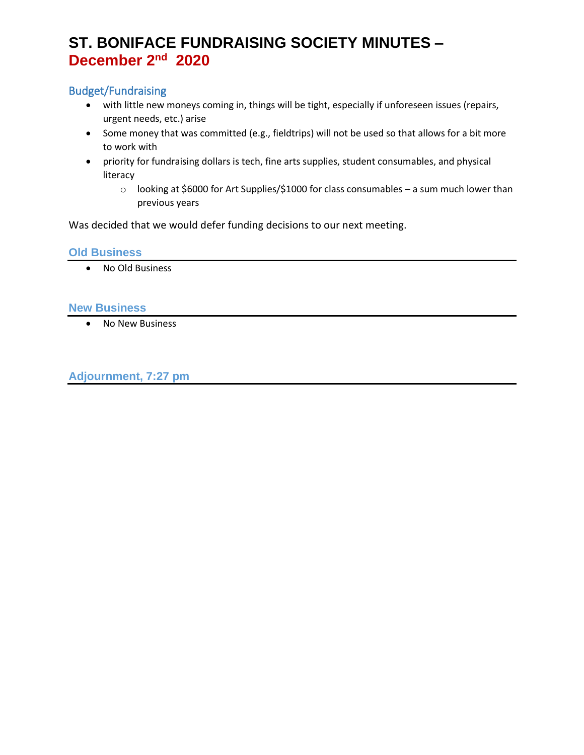# ST. BONIFACE FUNDRAISING SOCIETY MINUTES – December 2nd 2020

## Budget/Fundraising

- with little new moneys coming in, things will be tight, especially if unforeseen issues (repairs, urgent needs, etc.) arise
- Some money that was committed (e.g., fieldtrips) will not be used so that allows for a bit more to work with
- priority for fundraising dollars is tech, fine arts supplies, student consumables, and physical literacy
  - looking at $6000 for Art Supplies/$1000 for class consumables – a sum much lower than previous years

Was decided that we would defer funding decisions to our next meeting.

## Old Business

- No Old Business

## New Business

- No New Business

## Adjournment, 7:27 pm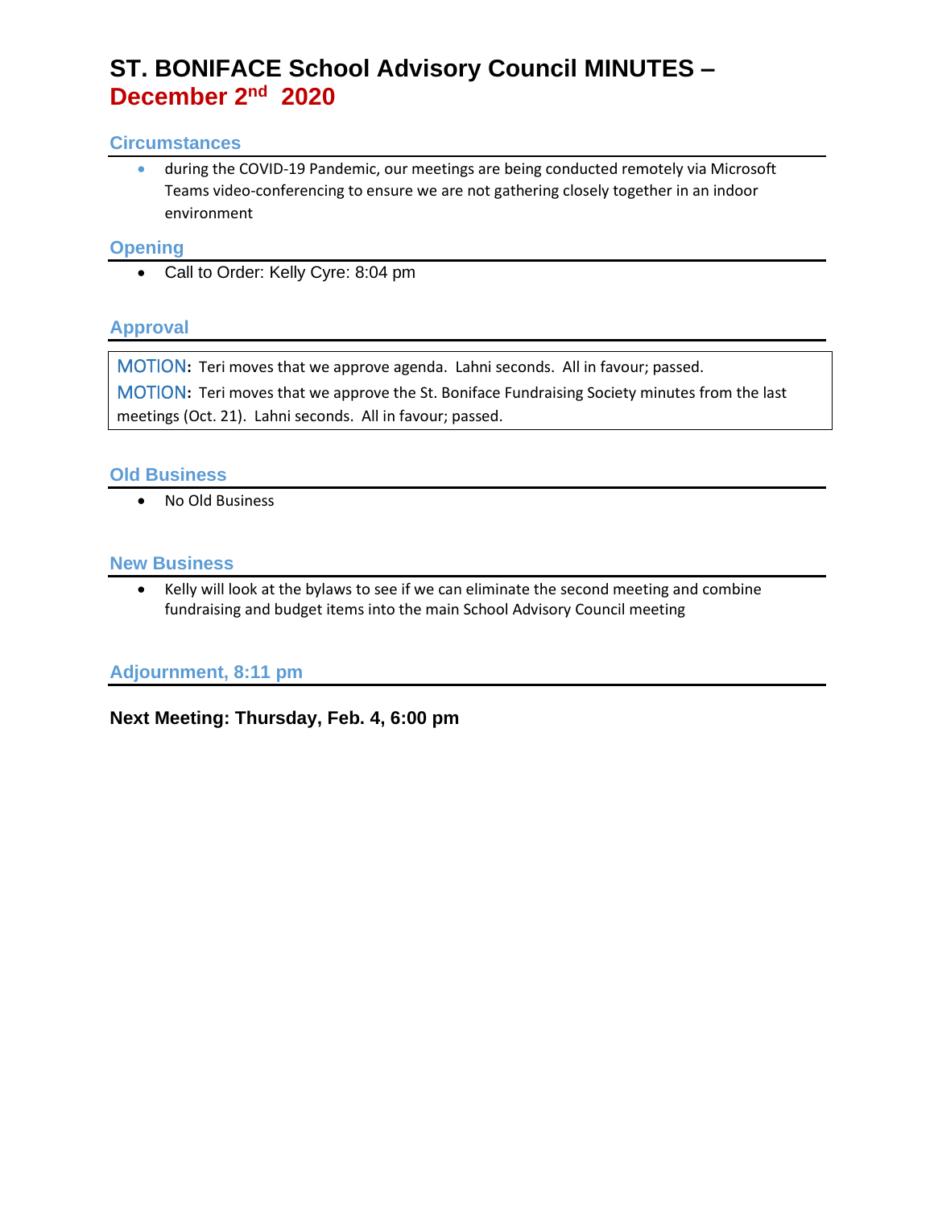# ST. BONIFACE School Advisory Council MINUTES – December 2nd 2020

## Circumstances

- during the COVID-19 Pandemic, our meetings are being conducted remotely via Microsoft Teams video-conferencing to ensure we are not gathering closely together in an indoor environment

## Opening

- Call to Order: Kelly Cyre: 8:04 pm

## Approval

**MOTION:** Teri moves that we approve agenda. Lahni seconds. All in favour; passed.

**MOTION:** Teri moves that we approve the St. Boniface Fundraising Society minutes from the last meetings (Oct. 21). Lahni seconds. All in favour; passed.

## Old Business

- No Old Business

## New Business

- Kelly will look at the bylaws to see if we can eliminate the second meeting and combine fundraising and budget items into the main School Advisory Council meeting

## Adjournment, 8:11 pm

**Next Meeting: Thursday, Feb. 4, 6:00 pm**